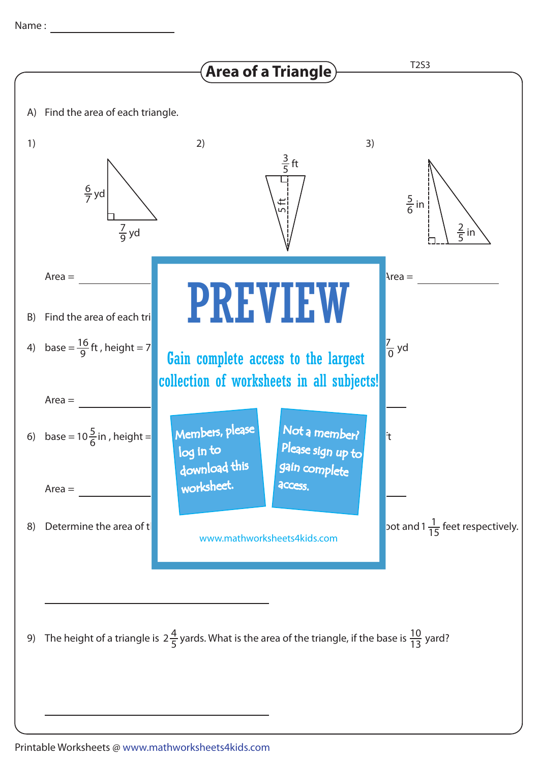Name : ____________________

# Area of a Triangle

T2S3

A) Find the area of each triangle.

1)

$\frac{6}{7}$ yd

$\frac{7}{9}$ yd

2)

$\frac{3}{5}$ ft

5 ft

3)

$\frac{5}{6}$ in

$\frac{2}{5}$ in

Area = ____________ Area = ____________

B) Find the area of each tri

4) base = $\frac{16}{9}$ ft , height = 7 $\frac{7}{0}$ yd

Area = ____________

6) base = $10\frac{5}{6}$ in , height = ft

Area = ____________

8) Determine the area of t oot and $1\frac{1}{15}$ feet respectively.

PREVIEW

Gain complete access to the largest collection of worksheets in all subjects!

Members, please log in to download this worksheet.

Not a member? Please sign up to gain complete access.

www.mathworksheets4kids.com

____________________________

9) The height of a triangle is $2\frac{4}{5}$ yards. What is the area of the triangle, if the base is $\frac{10}{13}$ yard?

____________________________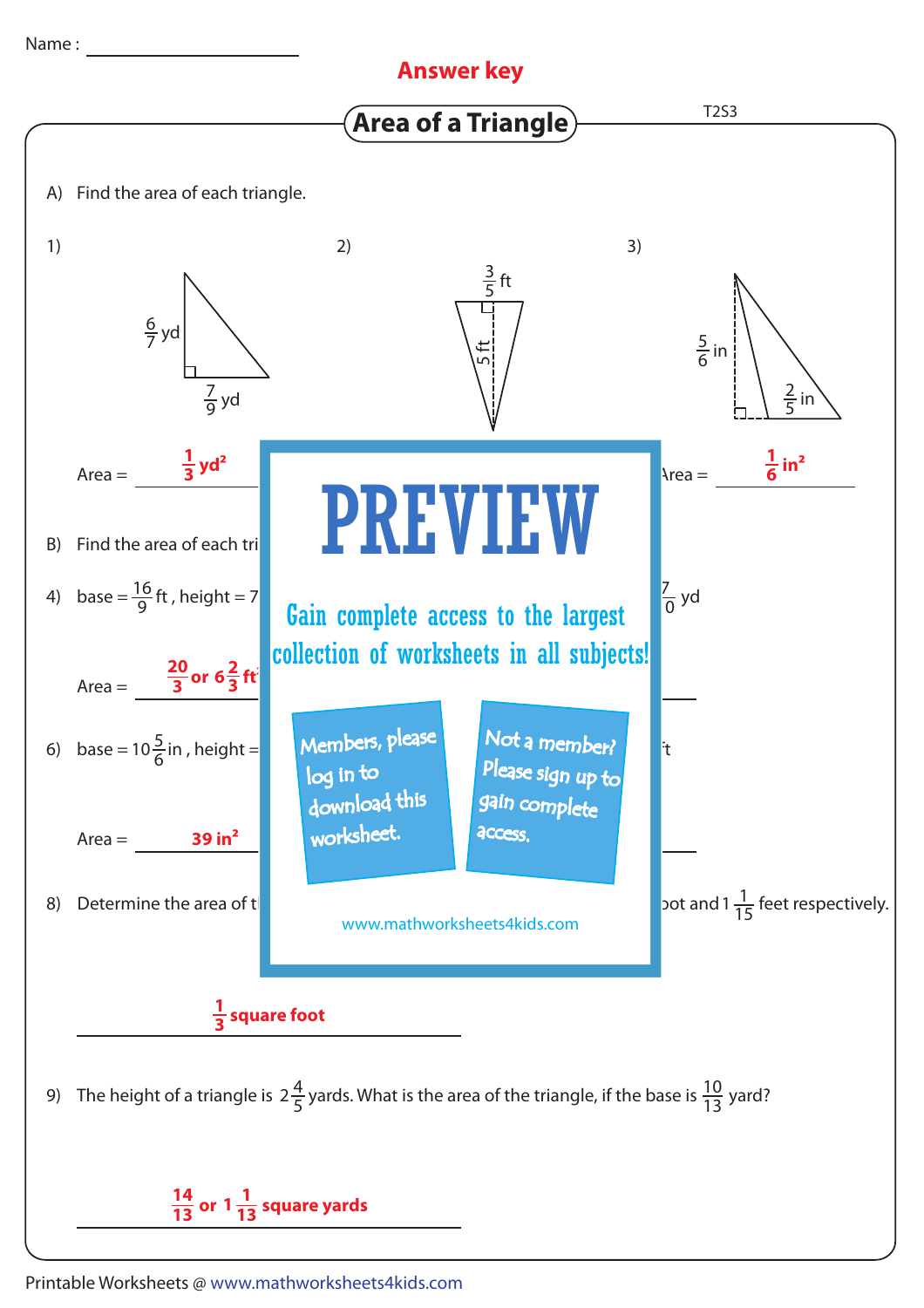Name :

**Answer key**

# Area of a Triangle

T2S3

A) Find the area of each triangle.

1)

$\frac{6}{7}$ yd

$\frac{7}{9}$ yd

2)

$\frac{3}{5}$ ft

5 ft

3)

$\frac{5}{6}$ in

$\frac{2}{5}$ in

Area = $\frac{1}{3}$ yd²

Area = $\frac{1}{6}$ in²

B) Find the area of each tri

4) base = $\frac{16}{9}$ ft , height = 7

$\frac{7}{0}$ yd

Area = $\frac{20}{3}$ or $6\frac{2}{3}$ ft

6) base = $10\frac{5}{6}$ in , height =

Area = 39 in²

8) Determine the area of t

oot and $1\frac{1}{15}$ feet respectively.

**PREVIEW**

Gain complete access to the largest collection of worksheets in all subjects!

Members, please log in to download this worksheet.

Not a member? Please sign up to gain complete access.

www.mathworksheets4kids.com

$\frac{1}{3}$ square foot

9) The height of a triangle is $2\frac{4}{5}$ yards. What is the area of the triangle, if the base is $\frac{10}{13}$ yard?

$\frac{14}{13}$ or $1\frac{1}{13}$ square yards

Printable Worksheets @ www.mathworksheets4kids.com